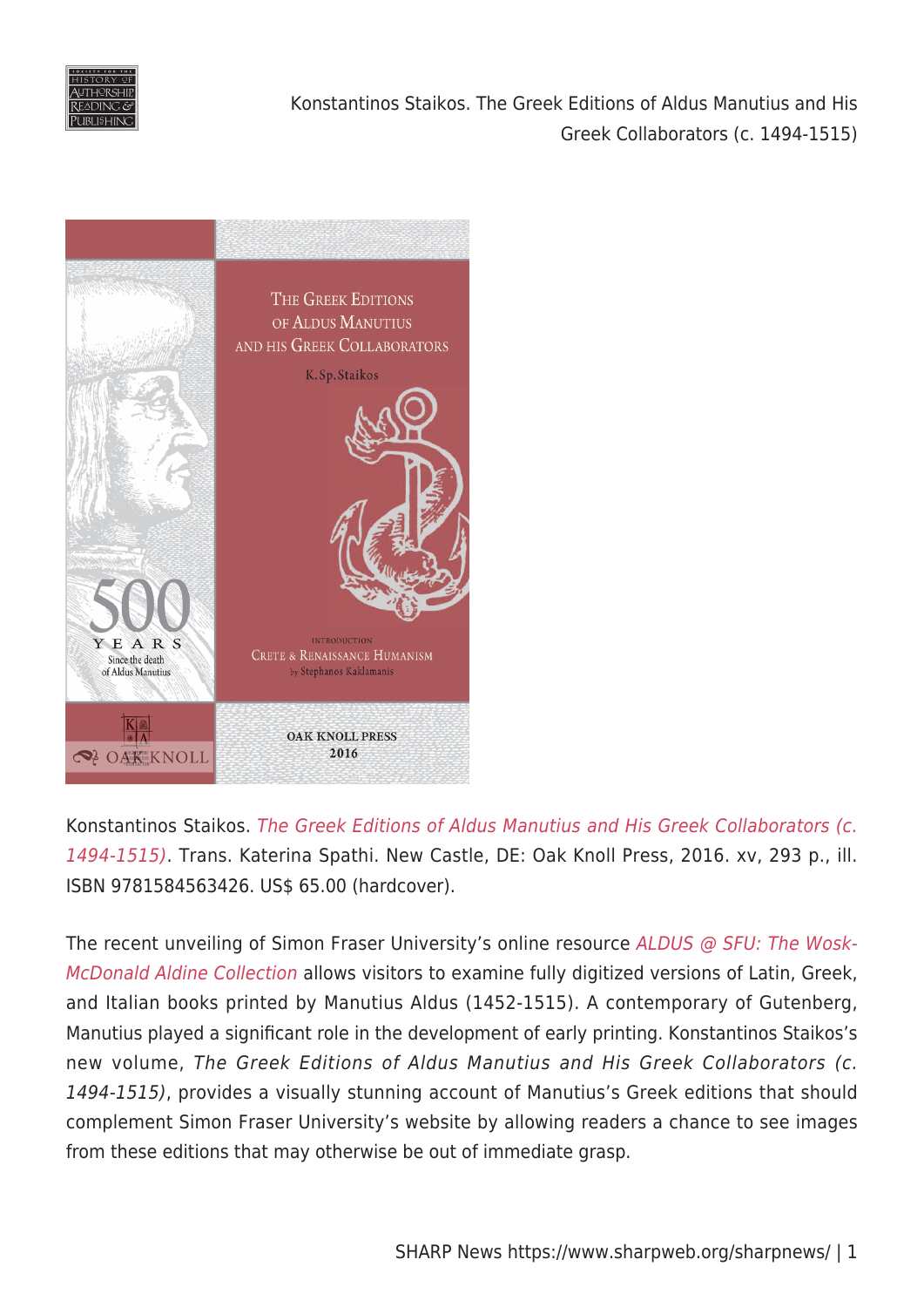Konstantinos Staikos. *The Greek Editions of Aldus Manutius and His Greek Collaborators (c. 1494-1515)*. Trans. Katerina Spathi. New Castle, DE: Oak Knoll Press, 2016. xv, 293 p., ill. ISBN 9781584563426. US$ 65.00 (hardcover).

The recent unveiling of Simon Fraser University's online resource *ALDUS @ SFU: The Wosk-McDonald Aldine Collection* allows visitors to examine fully digitized versions of Latin, Greek, and Italian books printed by Manutius Aldus (1452-1515). A contemporary of Gutenberg, Manutius played a significant role in the development of early printing. Konstantinos Staikos's new volume, *The Greek Editions of Aldus Manutius and His Greek Collaborators (c. 1494-1515)*, provides a visually stunning account of Manutius's Greek editions that should complement Simon Fraser University's website by allowing readers a chance to see images from these editions that may otherwise be out of immediate grasp.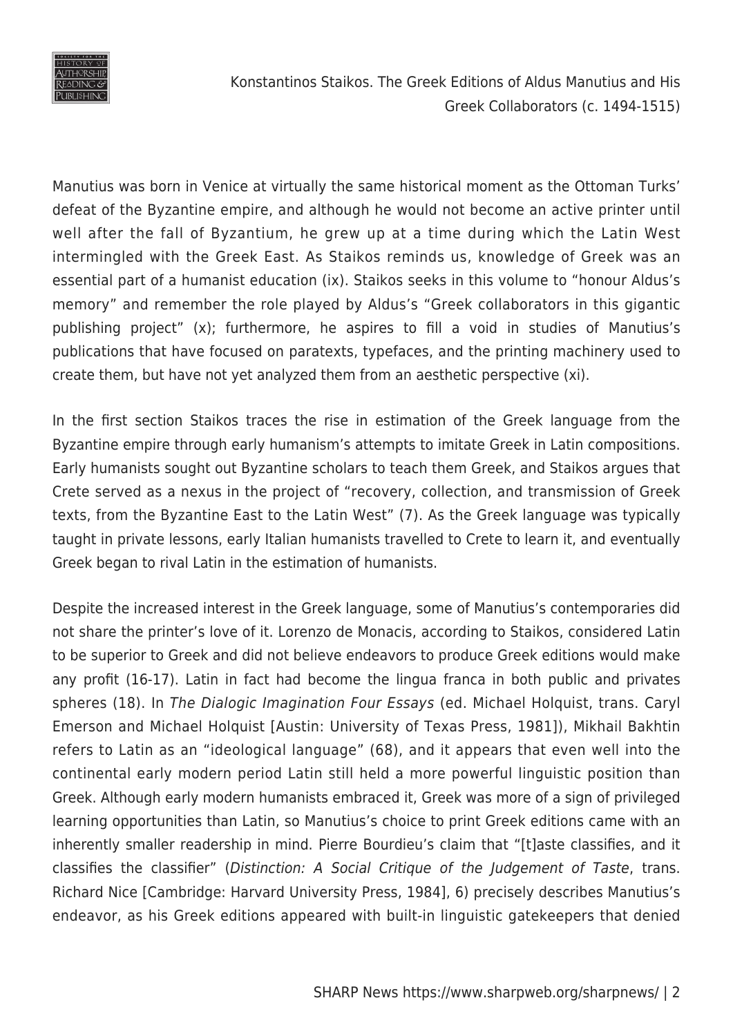Manutius was born in Venice at virtually the same historical moment as the Ottoman Turks' defeat of the Byzantine empire, and although he would not become an active printer until well after the fall of Byzantium, he grew up at a time during which the Latin West intermingled with the Greek East. As Staikos reminds us, knowledge of Greek was an essential part of a humanist education (ix). Staikos seeks in this volume to "honour Aldus's memory" and remember the role played by Aldus's "Greek collaborators in this gigantic publishing project" (x); furthermore, he aspires to fill a void in studies of Manutius's publications that have focused on paratexts, typefaces, and the printing machinery used to create them, but have not yet analyzed them from an aesthetic perspective (xi).

In the first section Staikos traces the rise in estimation of the Greek language from the Byzantine empire through early humanism's attempts to imitate Greek in Latin compositions. Early humanists sought out Byzantine scholars to teach them Greek, and Staikos argues that Crete served as a nexus in the project of "recovery, collection, and transmission of Greek texts, from the Byzantine East to the Latin West" (7). As the Greek language was typically taught in private lessons, early Italian humanists travelled to Crete to learn it, and eventually Greek began to rival Latin in the estimation of humanists.

Despite the increased interest in the Greek language, some of Manutius's contemporaries did not share the printer's love of it. Lorenzo de Monacis, according to Staikos, considered Latin to be superior to Greek and did not believe endeavors to produce Greek editions would make any profit (16-17). Latin in fact had become the lingua franca in both public and privates spheres (18). In *The Dialogic Imagination Four Essays* (ed. Michael Holquist, trans. Caryl Emerson and Michael Holquist [Austin: University of Texas Press, 1981]), Mikhail Bakhtin refers to Latin as an "ideological language" (68), and it appears that even well into the continental early modern period Latin still held a more powerful linguistic position than Greek. Although early modern humanists embraced it, Greek was more of a sign of privileged learning opportunities than Latin, so Manutius's choice to print Greek editions came with an inherently smaller readership in mind. Pierre Bourdieu's claim that "[t]aste classifies, and it classifies the classifier" (*Distinction: A Social Critique of the Judgement of Taste*, trans. Richard Nice [Cambridge: Harvard University Press, 1984], 6) precisely describes Manutius's endeavor, as his Greek editions appeared with built-in linguistic gatekeepers that denied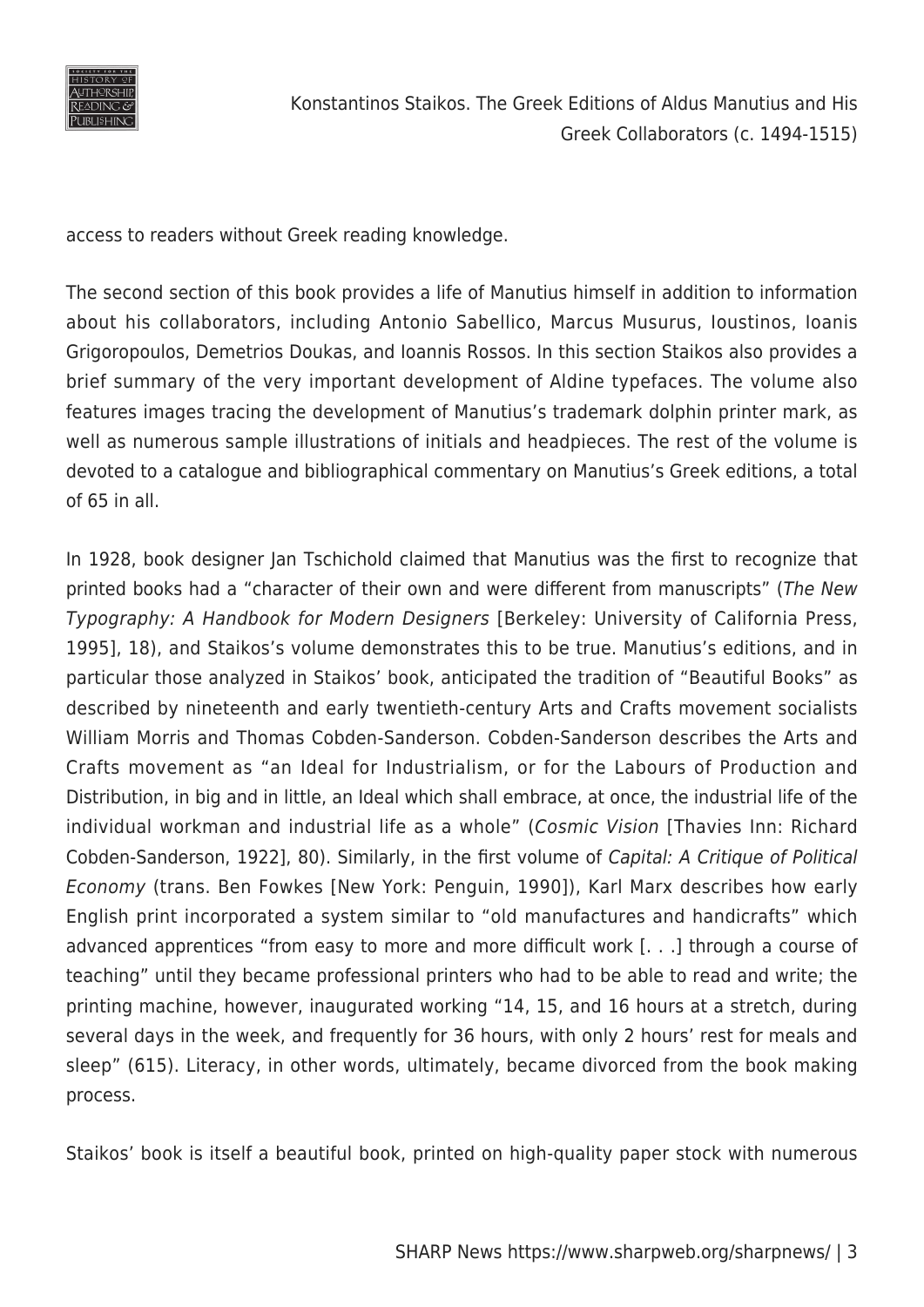access to readers without Greek reading knowledge.

The second section of this book provides a life of Manutius himself in addition to information about his collaborators, including Antonio Sabellico, Marcus Musurus, Ioustinos, Ioanis Grigoropoulos, Demetrios Doukas, and Ioannis Rossos. In this section Staikos also provides a brief summary of the very important development of Aldine typefaces. The volume also features images tracing the development of Manutius's trademark dolphin printer mark, as well as numerous sample illustrations of initials and headpieces. The rest of the volume is devoted to a catalogue and bibliographical commentary on Manutius's Greek editions, a total of 65 in all.

In 1928, book designer Jan Tschichold claimed that Manutius was the first to recognize that printed books had a "character of their own and were different from manuscripts" (*The New Typography: A Handbook for Modern Designers* [Berkeley: University of California Press, 1995], 18), and Staikos's volume demonstrates this to be true. Manutius's editions, and in particular those analyzed in Staikos' book, anticipated the tradition of "Beautiful Books" as described by nineteenth and early twentieth-century Arts and Crafts movement socialists William Morris and Thomas Cobden-Sanderson. Cobden-Sanderson describes the Arts and Crafts movement as "an Ideal for Industrialism, or for the Labours of Production and Distribution, in big and in little, an Ideal which shall embrace, at once, the industrial life of the individual workman and industrial life as a whole" (*Cosmic Vision* [Thavies Inn: Richard Cobden-Sanderson, 1922], 80). Similarly, in the first volume of *Capital: A Critique of Political Economy* (trans. Ben Fowkes [New York: Penguin, 1990]), Karl Marx describes how early English print incorporated a system similar to "old manufactures and handicrafts" which advanced apprentices "from easy to more and more difficult work [. . .] through a course of teaching" until they became professional printers who had to be able to read and write; the printing machine, however, inaugurated working "14, 15, and 16 hours at a stretch, during several days in the week, and frequently for 36 hours, with only 2 hours' rest for meals and sleep" (615). Literacy, in other words, ultimately, became divorced from the book making process.

Staikos' book is itself a beautiful book, printed on high-quality paper stock with numerous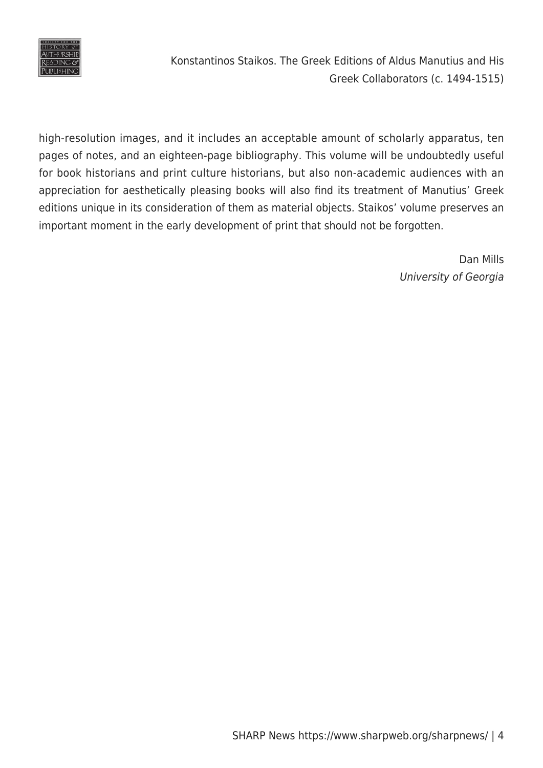high-resolution images, and it includes an acceptable amount of scholarly apparatus, ten pages of notes, and an eighteen-page bibliography. This volume will be undoubtedly useful for book historians and print culture historians, but also non-academic audiences with an appreciation for aesthetically pleasing books will also find its treatment of Manutius' Greek editions unique in its consideration of them as material objects. Staikos' volume preserves an important moment in the early development of print that should not be forgotten.

Dan Mills
*University of Georgia*